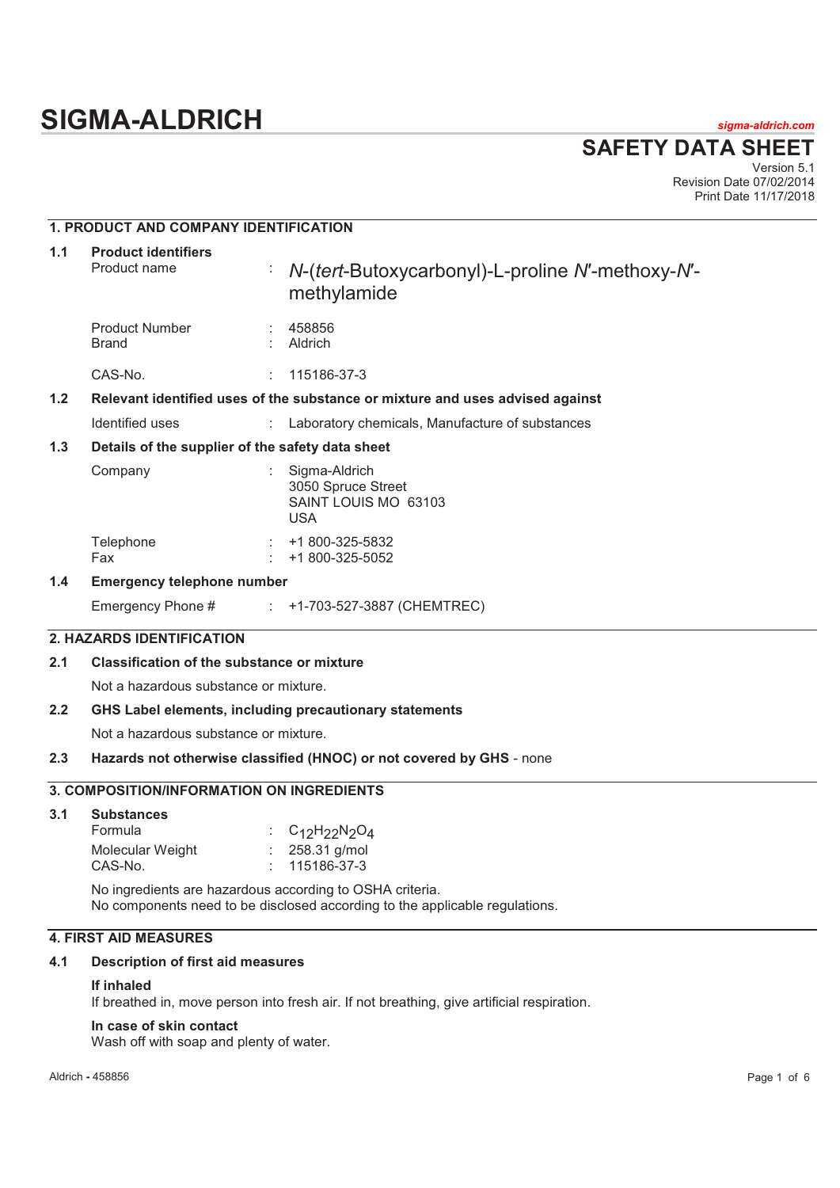# SIGMA-ALDRICH

*sigma-aldrich.com*

## SAFETY DATA SHEET

Version 5.1
Revision Date 07/02/2014
Print Date 11/17/2018

### 1. PRODUCT AND COMPANY IDENTIFICATION

**1.1 Product identifiers**

| | | |
|---|---|---|
| Product name | : | *N*-(*tert*-Butoxycarbonyl)-L-proline *N′*-methoxy-*N′*-methylamide |
| Product Number | : | 458856 |
| Brand | : | Aldrich |
| CAS-No. | : | 115186-37-3 |

**1.2 Relevant identified uses of the substance or mixture and uses advised against**

| | | |
|---|---|---|
| Identified uses | : | Laboratory chemicals, Manufacture of substances |

**1.3 Details of the supplier of the safety data sheet**

| | | |
|---|---|---|
| Company | : | Sigma-Aldrich<br>3050 Spruce Street<br>SAINT LOUIS MO 63103<br>USA |
| Telephone | : | +1 800-325-5832 |
| Fax | : | +1 800-325-5052 |

**1.4 Emergency telephone number**

| | | |
|---|---|---|
| Emergency Phone # | : | +1-703-527-3887 (CHEMTREC) |

### 2. HAZARDS IDENTIFICATION

**2.1 Classification of the substance or mixture**

Not a hazardous substance or mixture.

**2.2 GHS Label elements, including precautionary statements**

Not a hazardous substance or mixture.

**2.3 Hazards not otherwise classified (HNOC) or not covered by GHS** - none

### 3. COMPOSITION/INFORMATION ON INGREDIENTS

**3.1 Substances**

| | | |
|---|---|---|
| Formula | : | $C_{12}H_{22}N_2O_4$ |
| Molecular Weight | : | 258.31 g/mol |
| CAS-No. | : | 115186-37-3 |

No ingredients are hazardous according to OSHA criteria.
No components need to be disclosed according to the applicable regulations.

### 4. FIRST AID MEASURES

**4.1 Description of first aid measures**

**If inhaled**
If breathed in, move person into fresh air. If not breathing, give artificial respiration.

**In case of skin contact**
Wash off with soap and plenty of water.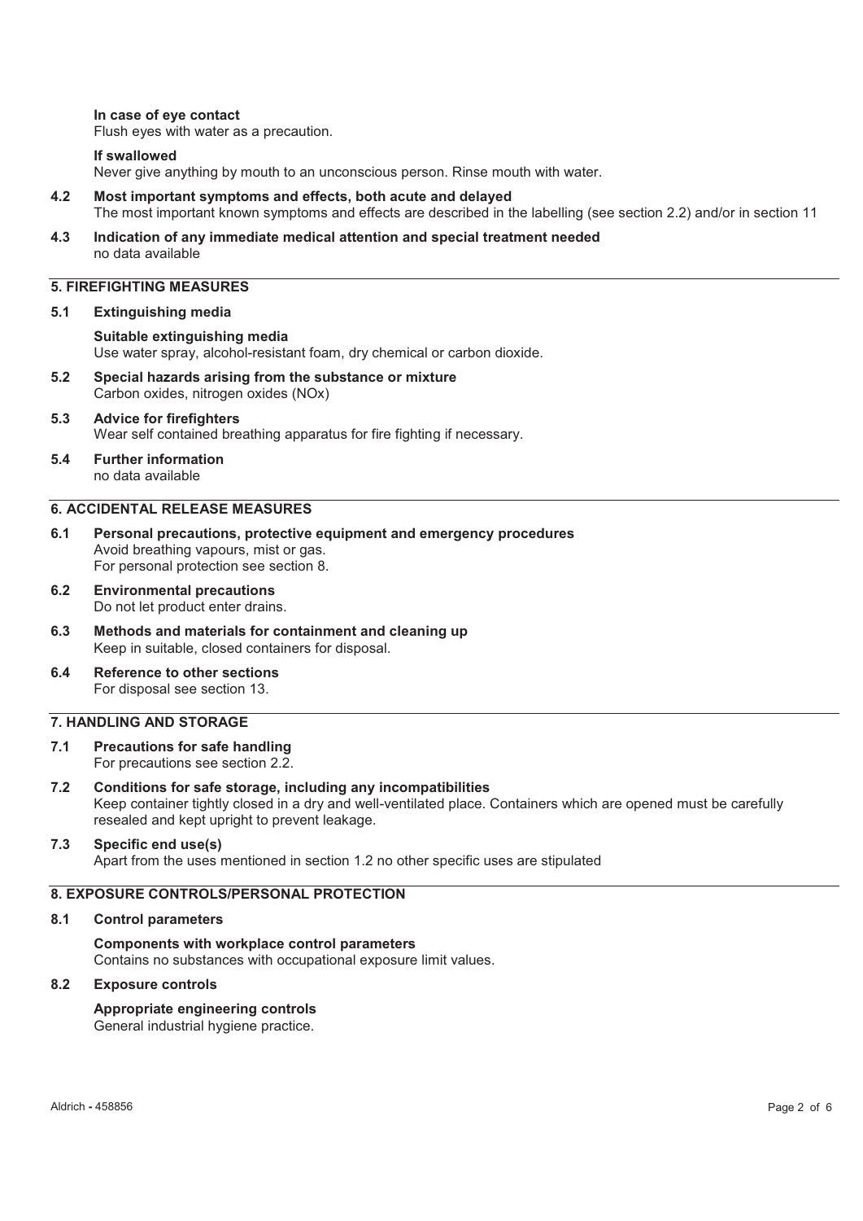**In case of eye contact**
Flush eyes with water as a precaution.

**If swallowed**
Never give anything by mouth to an unconscious person. Rinse mouth with water.

**4.2 Most important symptoms and effects, both acute and delayed**
The most important known symptoms and effects are described in the labelling (see section 2.2) and/or in section 11

**4.3 Indication of any immediate medical attention and special treatment needed**
no data available

## 5. FIREFIGHTING MEASURES

**5.1 Extinguishing media**

**Suitable extinguishing media**
Use water spray, alcohol-resistant foam, dry chemical or carbon dioxide.

**5.2 Special hazards arising from the substance or mixture**
Carbon oxides, nitrogen oxides (NOx)

**5.3 Advice for firefighters**
Wear self contained breathing apparatus for fire fighting if necessary.

**5.4 Further information**
no data available

## 6. ACCIDENTAL RELEASE MEASURES

**6.1 Personal precautions, protective equipment and emergency procedures**
Avoid breathing vapours, mist or gas.
For personal protection see section 8.

**6.2 Environmental precautions**
Do not let product enter drains.

**6.3 Methods and materials for containment and cleaning up**
Keep in suitable, closed containers for disposal.

**6.4 Reference to other sections**
For disposal see section 13.

## 7. HANDLING AND STORAGE

**7.1 Precautions for safe handling**
For precautions see section 2.2.

**7.2 Conditions for safe storage, including any incompatibilities**
Keep container tightly closed in a dry and well-ventilated place. Containers which are opened must be carefully resealed and kept upright to prevent leakage.

**7.3 Specific end use(s)**
Apart from the uses mentioned in section 1.2 no other specific uses are stipulated

## 8. EXPOSURE CONTROLS/PERSONAL PROTECTION

**8.1 Control parameters**

**Components with workplace control parameters**
Contains no substances with occupational exposure limit values.

**8.2 Exposure controls**

**Appropriate engineering controls**
General industrial hygiene practice.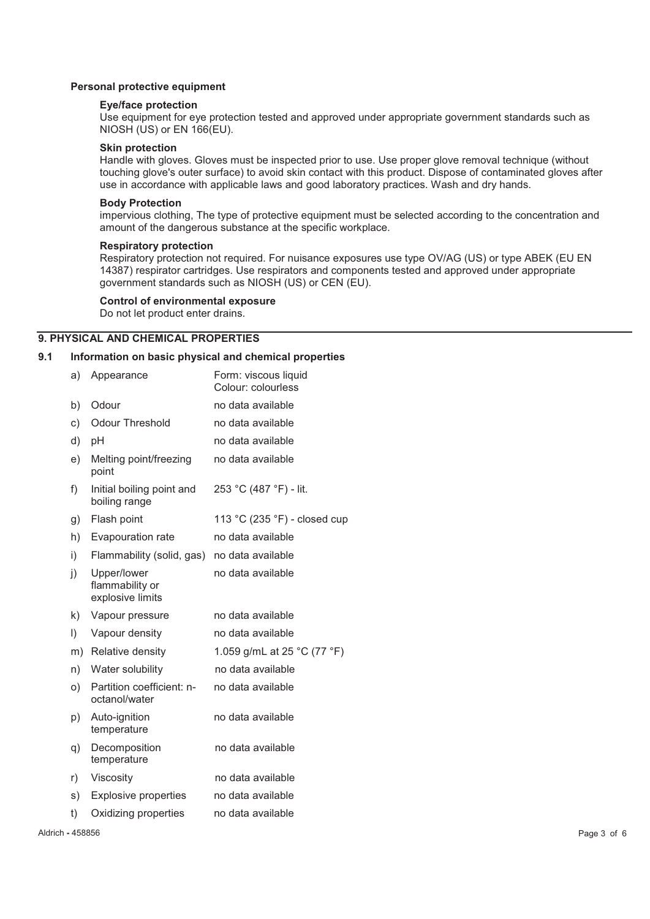**Personal protective equipment**

**Eye/face protection**

Use equipment for eye protection tested and approved under appropriate government standards such as NIOSH (US) or EN 166(EU).

**Skin protection**

Handle with gloves. Gloves must be inspected prior to use. Use proper glove removal technique (without touching glove's outer surface) to avoid skin contact with this product. Dispose of contaminated gloves after use in accordance with applicable laws and good laboratory practices. Wash and dry hands.

**Body Protection**

impervious clothing, The type of protective equipment must be selected according to the concentration and amount of the dangerous substance at the specific workplace.

**Respiratory protection**

Respiratory protection not required. For nuisance exposures use type OV/AG (US) or type ABEK (EU EN 14387) respirator cartridges. Use respirators and components tested and approved under appropriate government standards such as NIOSH (US) or CEN (EU).

**Control of environmental exposure**

Do not let product enter drains.

## 9. PHYSICAL AND CHEMICAL PROPERTIES

### 9.1 Information on basic physical and chemical properties

| | Property | Value |
|---|---|---|
| a) | Appearance | Form: viscous liquid<br>Colour: colourless |
| b) | Odour | no data available |
| c) | Odour Threshold | no data available |
| d) | pH | no data available |
| e) | Melting point/freezing point | no data available |
| f) | Initial boiling point and boiling range | 253 °C (487 °F) - lit. |
| g) | Flash point | 113 °C (235 °F) - closed cup |
| h) | Evapouration rate | no data available |
| i) | Flammability (solid, gas) | no data available |
| j) | Upper/lower flammability or explosive limits | no data available |
| k) | Vapour pressure | no data available |
| l) | Vapour density | no data available |
| m) | Relative density | 1.059 g/mL at 25 °C (77 °F) |
| n) | Water solubility | no data available |
| o) | Partition coefficient: n-octanol/water | no data available |
| p) | Auto-ignition temperature | no data available |
| q) | Decomposition temperature | no data available |
| r) | Viscosity | no data available |
| s) | Explosive properties | no data available |
| t) | Oxidizing properties | no data available |

Aldrich - 458856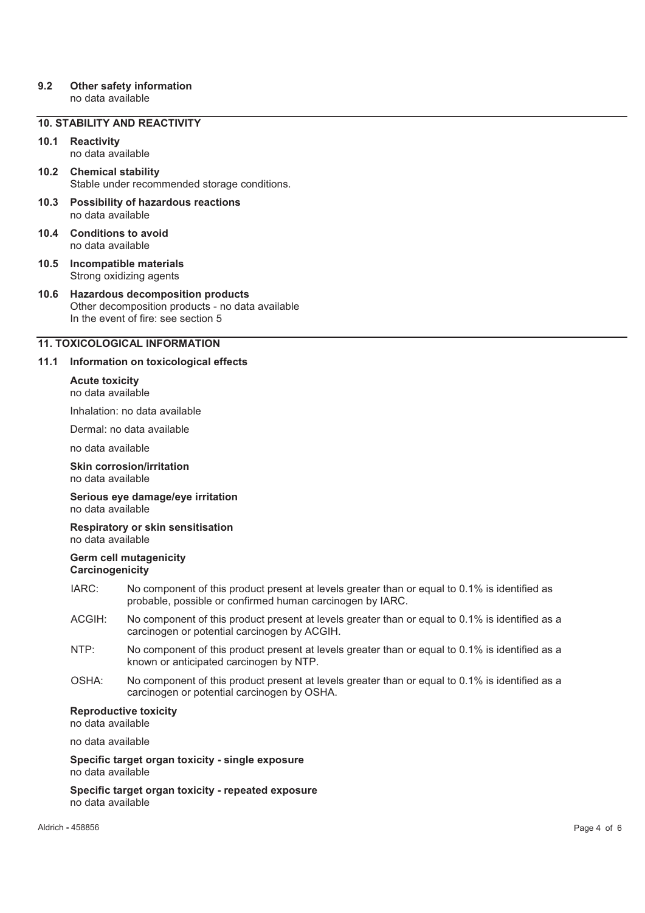### 9.2 Other safety information

no data available

## 10. STABILITY AND REACTIVITY

### 10.1 Reactivity

no data available

### 10.2 Chemical stability

Stable under recommended storage conditions.

### 10.3 Possibility of hazardous reactions

no data available

### 10.4 Conditions to avoid

no data available

### 10.5 Incompatible materials

Strong oxidizing agents

### 10.6 Hazardous decomposition products

Other decomposition products - no data available
In the event of fire: see section 5

## 11. TOXICOLOGICAL INFORMATION

### 11.1 Information on toxicological effects

**Acute toxicity**
no data available

Inhalation: no data available

Dermal: no data available

no data available

**Skin corrosion/irritation**
no data available

**Serious eye damage/eye irritation**
no data available

**Respiratory or skin sensitisation**
no data available

**Germ cell mutagenicity**
**Carcinogenicity**

IARC: No component of this product present at levels greater than or equal to 0.1% is identified as probable, possible or confirmed human carcinogen by IARC.

ACGIH: No component of this product present at levels greater than or equal to 0.1% is identified as a carcinogen or potential carcinogen by ACGIH.

NTP: No component of this product present at levels greater than or equal to 0.1% is identified as a known or anticipated carcinogen by NTP.

OSHA: No component of this product present at levels greater than or equal to 0.1% is identified as a carcinogen or potential carcinogen by OSHA.

**Reproductive toxicity**
no data available

no data available

**Specific target organ toxicity - single exposure**
no data available

**Specific target organ toxicity - repeated exposure**
no data available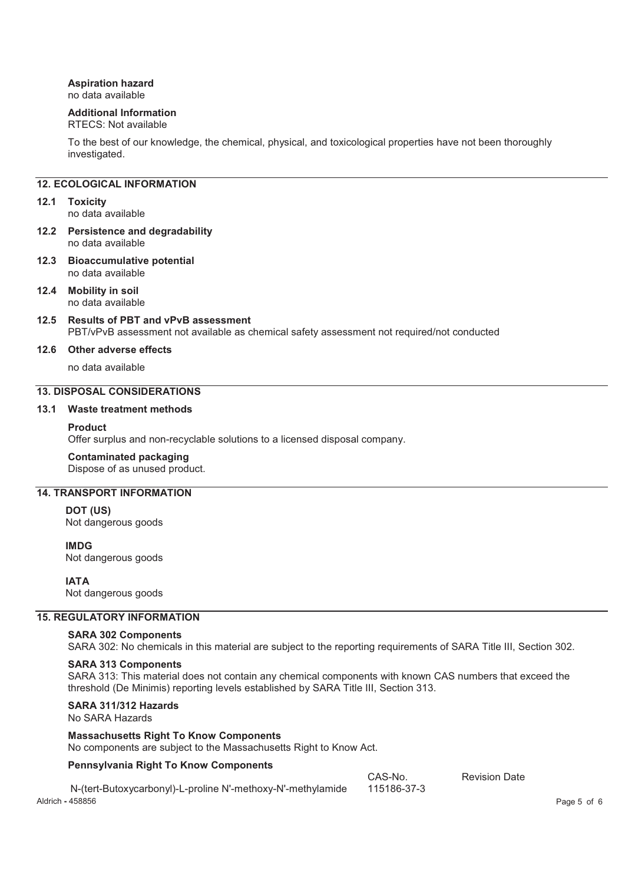**Aspiration hazard**
no data available

**Additional Information**
RTECS: Not available

To the best of our knowledge, the chemical, physical, and toxicological properties have not been thoroughly investigated.

## 12. ECOLOGICAL INFORMATION

**12.1 Toxicity**
no data available

**12.2 Persistence and degradability**
no data available

**12.3 Bioaccumulative potential**
no data available

**12.4 Mobility in soil**
no data available

**12.5 Results of PBT and vPvB assessment**
PBT/vPvB assessment not available as chemical safety assessment not required/not conducted

**12.6 Other adverse effects**

no data available

## 13. DISPOSAL CONSIDERATIONS

**13.1 Waste treatment methods**

**Product**
Offer surplus and non-recyclable solutions to a licensed disposal company.

**Contaminated packaging**
Dispose of as unused product.

## 14. TRANSPORT INFORMATION

**DOT (US)**
Not dangerous goods

**IMDG**
Not dangerous goods

**IATA**
Not dangerous goods

## 15. REGULATORY INFORMATION

**SARA 302 Components**
SARA 302: No chemicals in this material are subject to the reporting requirements of SARA Title III, Section 302.

**SARA 313 Components**
SARA 313: This material does not contain any chemical components with known CAS numbers that exceed the threshold (De Minimis) reporting levels established by SARA Title III, Section 313.

**SARA 311/312 Hazards**
No SARA Hazards

**Massachusetts Right To Know Components**
No components are subject to the Massachusetts Right to Know Act.

**Pennsylvania Right To Know Components**

| | CAS-No. | Revision Date |
|---|---|---|
| N-(tert-Butoxycarbonyl)-L-proline N'-methoxy-N'-methylamide | 115186-37-3 | |

Aldrich - 458856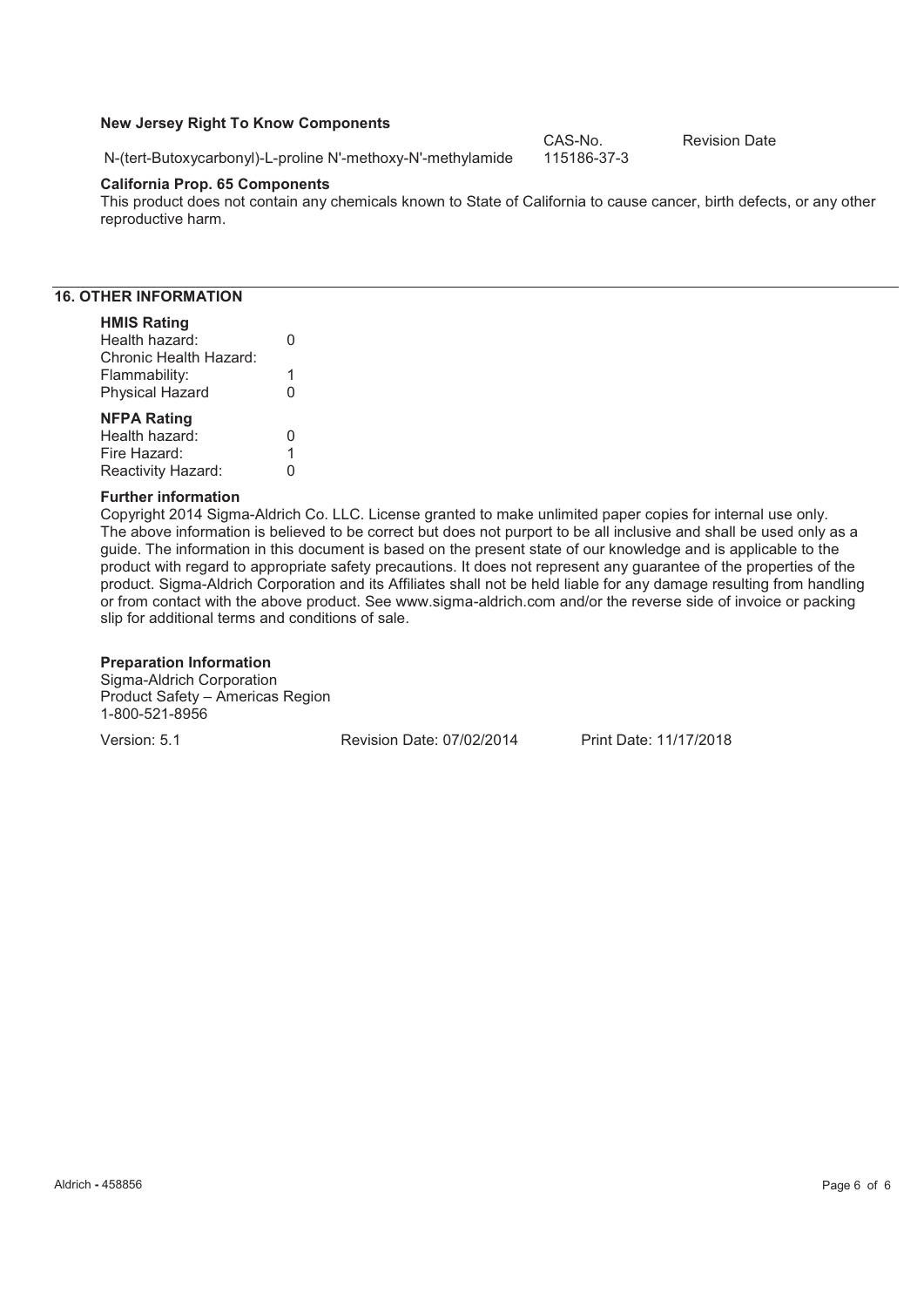**New Jersey Right To Know Components**

| | CAS-No. | Revision Date |
|---|---|---|
| N-(tert-Butoxycarbonyl)-L-proline N'-methoxy-N'-methylamide | 115186-37-3 | |

**California Prop. 65 Components**

This product does not contain any chemicals known to State of California to cause cancer, birth defects, or any other reproductive harm.

## 16. OTHER INFORMATION

**HMIS Rating**

| | |
|---|---|
| Health hazard: | 0 |
| Chronic Health Hazard: | |
| Flammability: | 1 |
| Physical Hazard | 0 |

**NFPA Rating**

| | |
|---|---|
| Health hazard: | 0 |
| Fire Hazard: | 1 |
| Reactivity Hazard: | 0 |

**Further information**

Copyright 2014 Sigma-Aldrich Co. LLC. License granted to make unlimited paper copies for internal use only. The above information is believed to be correct but does not purport to be all inclusive and shall be used only as a guide. The information in this document is based on the present state of our knowledge and is applicable to the product with regard to appropriate safety precautions. It does not represent any guarantee of the properties of the product. Sigma-Aldrich Corporation and its Affiliates shall not be held liable for any damage resulting from handling or from contact with the above product. See www.sigma-aldrich.com and/or the reverse side of invoice or packing slip for additional terms and conditions of sale.

**Preparation Information**

Sigma-Aldrich Corporation
Product Safety – Americas Region
1-800-521-8956

Version: 5.1    Revision Date: 07/02/2014    Print Date: 11/17/2018